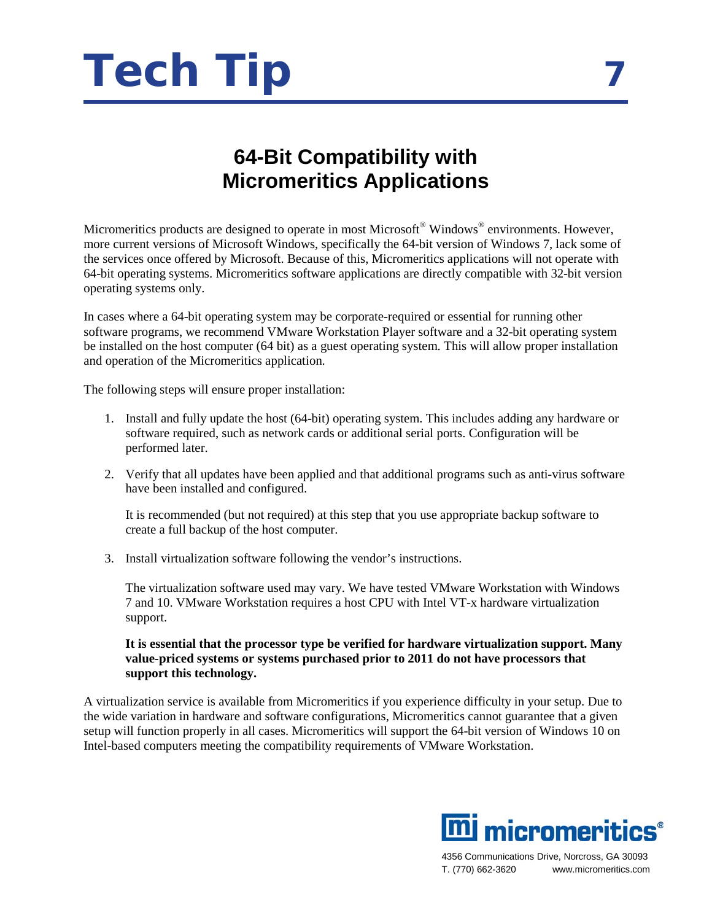# Tech Tip 7

## 64-Bit Compatibility with Micromeritics Applications

Micromeritics products are designed to operate in most Microsoft® Windows® environments. However, more current versions of Microsoft Windows, specifically the 64-bit version of Windows 7, lack some of the services once offered by Microsoft. Because of this, Micromeritics applications will not operate with 64-bit operating systems. Micromeritics software applications are directly compatible with 32-bit version operating systems only.

In cases where a 64-bit operating system may be corporate-required or essential for running other software programs, we recommend VMware Workstation Player software and a 32-bit operating system be installed on the host computer (64 bit) as a guest operating system. This will allow proper installation and operation of the Micromeritics application.

The following steps will ensure proper installation:

1. Install and fully update the host (64-bit) operating system. This includes adding any hardware or software required, such as network cards or additional serial ports. Configuration will be performed later.

2. Verify that all updates have been applied and that additional programs such as anti-virus software have been installed and configured.

   It is recommended (but not required) at this step that you use appropriate backup software to create a full backup of the host computer.

3. Install virtualization software following the vendor's instructions.

   The virtualization software used may vary. We have tested VMware Workstation with Windows 7 and 10. VMware Workstation requires a host CPU with Intel VT-x hardware virtualization support.

   **It is essential that the processor type be verified for hardware virtualization support. Many value-priced systems or systems purchased prior to 2011 do not have processors that support this technology.**

A virtualization service is available from Micromeritics if you experience difficulty in your setup. Due to the wide variation in hardware and software configurations, Micromeritics cannot guarantee that a given setup will function properly in all cases. Micromeritics will support the 64-bit version of Windows 10 on Intel-based computers meeting the compatibility requirements of VMware Workstation.

micromeritics®

4356 Communications Drive, Norcross, GA 30093
T. (770) 662-3620 www.micromeritics.com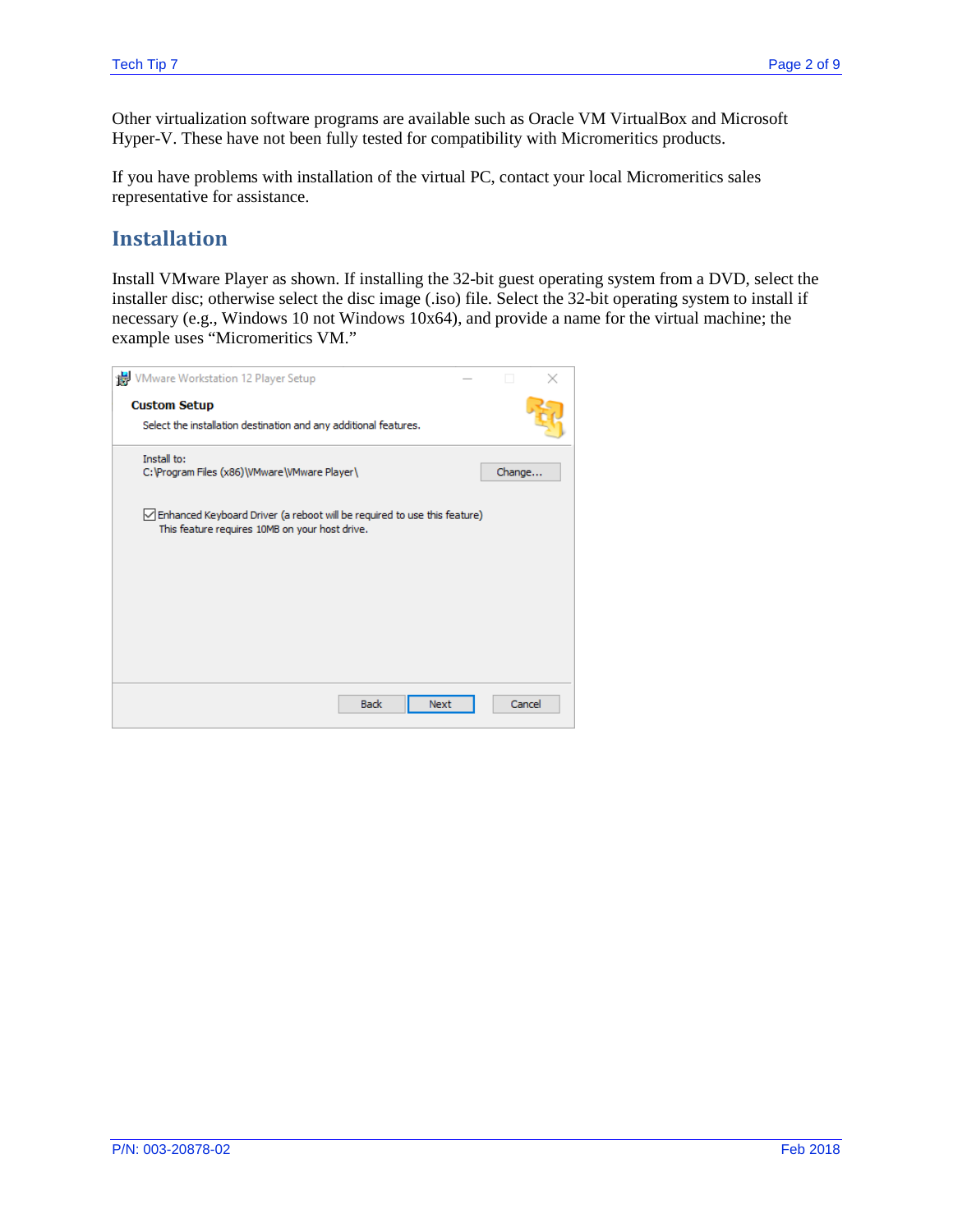Other virtualization software programs are available such as Oracle VM VirtualBox and Microsoft Hyper-V. These have not been fully tested for compatibility with Micromeritics products.

If you have problems with installation of the virtual PC, contact your local Micromeritics sales representative for assistance.

## Installation

Install VMware Player as shown. If installing the 32-bit guest operating system from a DVD, select the installer disc; otherwise select the disc image (.iso) file. Select the 32-bit operating system to install if necessary (e.g., Windows 10 not Windows 10x64), and provide a name for the virtual machine; the example uses “Micromeritics VM.”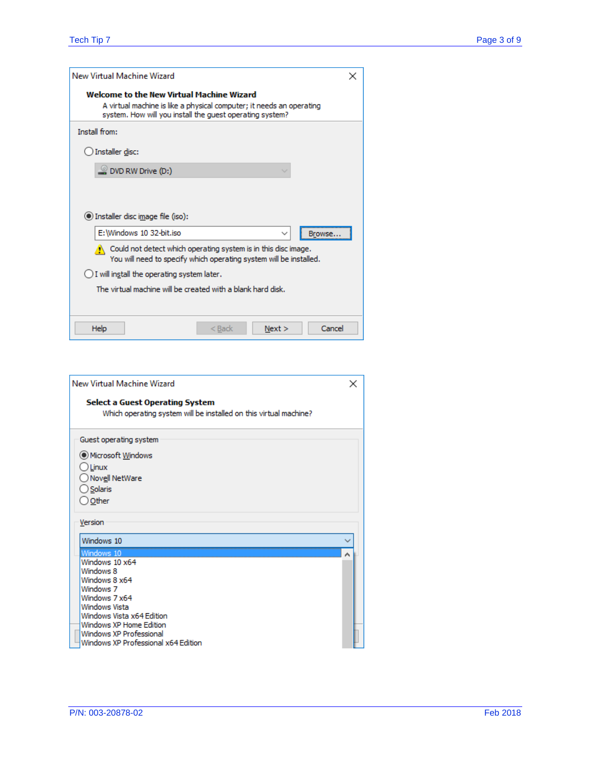New Virtual Machine Wizard

**Welcome to the New Virtual Machine Wizard**

A virtual machine is like a physical computer; it needs an operating system. How will you install the guest operating system?

Install from:

- ○ Installer disc:
  - DVD RW Drive (D:)
- ◉ Installer disc image file (iso):
  - E:\Windows 10 32-bit.iso — Browse...
  - Could not detect which operating system is in this disc image. You will need to specify which operating system will be installed.
- ○ I will install the operating system later.
  - The virtual machine will be created with a blank hard disk.

Help | < Back | Next > | Cancel

New Virtual Machine Wizard

**Select a Guest Operating System**

Which operating system will be installed on this virtual machine?

Guest operating system

- ◉ Microsoft Windows
- ○ Linux
- ○ Novell NetWare
- ○ Solaris
- ○ Other

Version

Windows 10

- Windows 10
- Windows 10 x64
- Windows 8
- Windows 8 x64
- Windows 7
- Windows 7 x64
- Windows Vista
- Windows Vista x64 Edition
- Windows XP Home Edition
- Windows XP Professional
- Windows XP Professional x64 Edition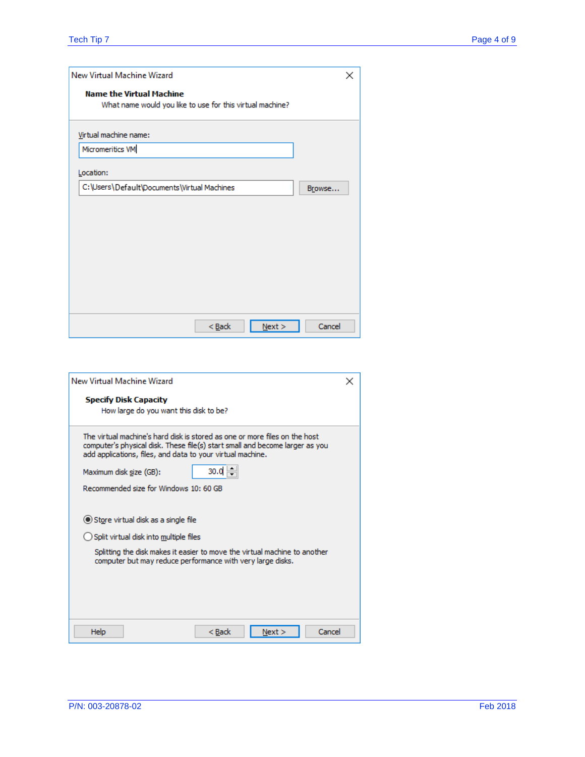New Virtual Machine Wizard

**Name the Virtual Machine**

What name would you like to use for this virtual machine?

Virtual machine name:

Micromeritics VM

Location:

C:\Users\Default\Documents\Virtual Machines

Browse...

< Back | Next > | Cancel

New Virtual Machine Wizard

**Specify Disk Capacity**

How large do you want this disk to be?

The virtual machine's hard disk is stored as one or more files on the host computer's physical disk. These file(s) start small and become larger as you add applications, files, and data to your virtual machine.

Maximum disk size (GB): 30.0

Recommended size for Windows 10: 60 GB

- (●) Store virtual disk as a single file
- ( ) Split virtual disk into multiple files

Splitting the disk makes it easier to move the virtual machine to another computer but may reduce performance with very large disks.

Help | < Back | Next > | Cancel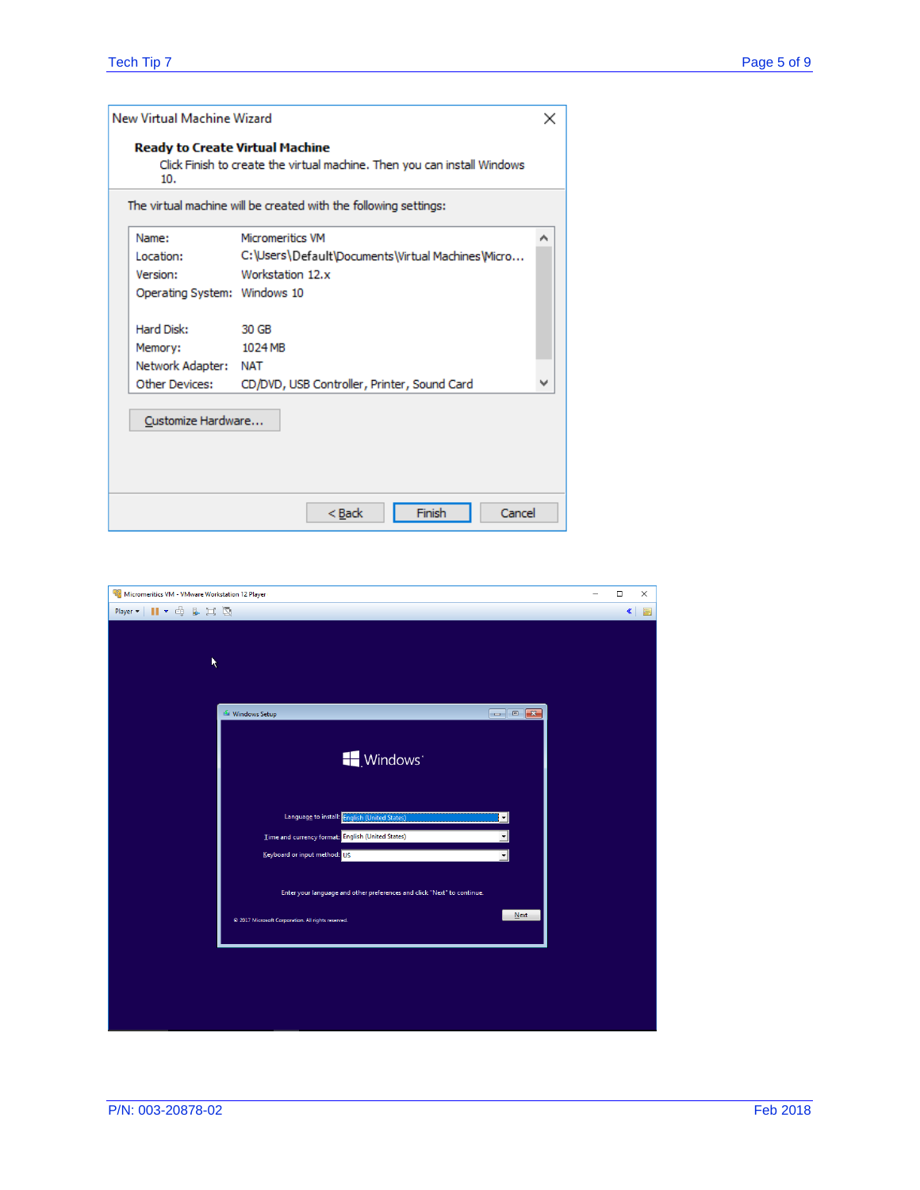**New Virtual Machine Wizard**

**Ready to Create Virtual Machine**

Click Finish to create the virtual machine. Then you can install Windows 10.

The virtual machine will be created with the following settings:

| | |
|---|---|
| Name: | Micromeritics VM |
| Location: | C:\Users\Default\Documents\Virtual Machines\Micro... |
| Version: | Workstation 12.x |
| Operating System: | Windows 10 |
| Hard Disk: | 30 GB |
| Memory: | 1024 MB |
| Network Adapter: | NAT |
| Other Devices: | CD/DVD, USB Controller, Printer, Sound Card |

Customize Hardware...

< Back | Finish | Cancel

Micromeritics VM - VMware Workstation 12 Player

Player

Windows Setup

Windows

Language to install: English (United States)

Time and currency format: English (United States)

Keyboard or input method: US

Enter your language and other preferences and click "Next" to continue.

© 2017 Microsoft Corporation. All rights reserved.

Next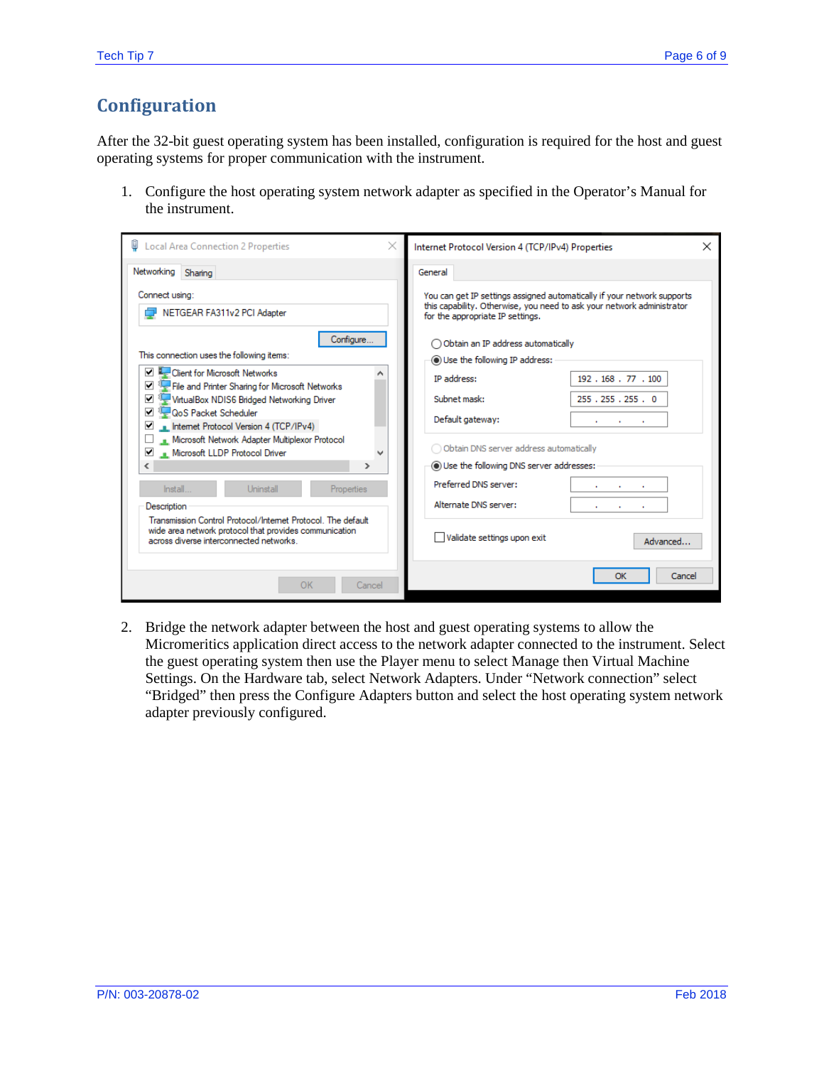## Configuration

After the 32-bit guest operating system has been installed, configuration is required for the host and guest operating systems for proper communication with the instrument.

1. Configure the host operating system network adapter as specified in the Operator's Manual for the instrument.

2. Bridge the network adapter between the host and guest operating systems to allow the Micromeritics application direct access to the network adapter connected to the instrument. Select the guest operating system then use the Player menu to select Manage then Virtual Machine Settings. On the Hardware tab, select Network Adapters. Under "Network connection" select "Bridged" then press the Configure Adapters button and select the host operating system network adapter previously configured.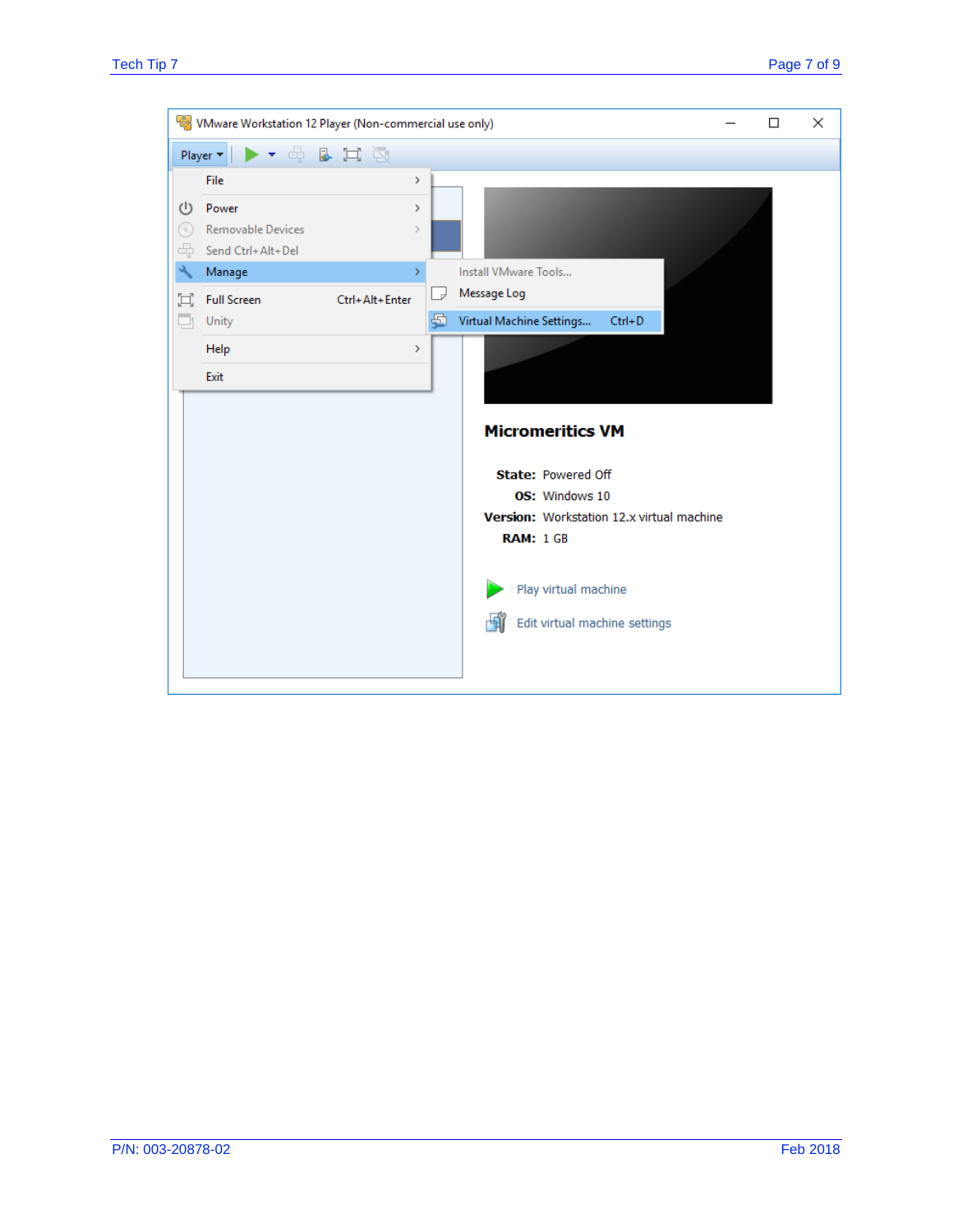VMware Workstation 12 Player (Non-commercial use only)

Player

- File
- Power
- Removable Devices
- Send Ctrl+Alt+Del
- Manage
  - Install VMware Tools...
  - Message Log
  - Virtual Machine Settings... Ctrl+D
- Full Screen Ctrl+Alt+Enter
- Unity
- Help
- Exit

**Micromeritics VM**

**State:** Powered Off
**OS:** Windows 10
**Version:** Workstation 12.x virtual machine
**RAM:** 1 GB

Play virtual machine

Edit virtual machine settings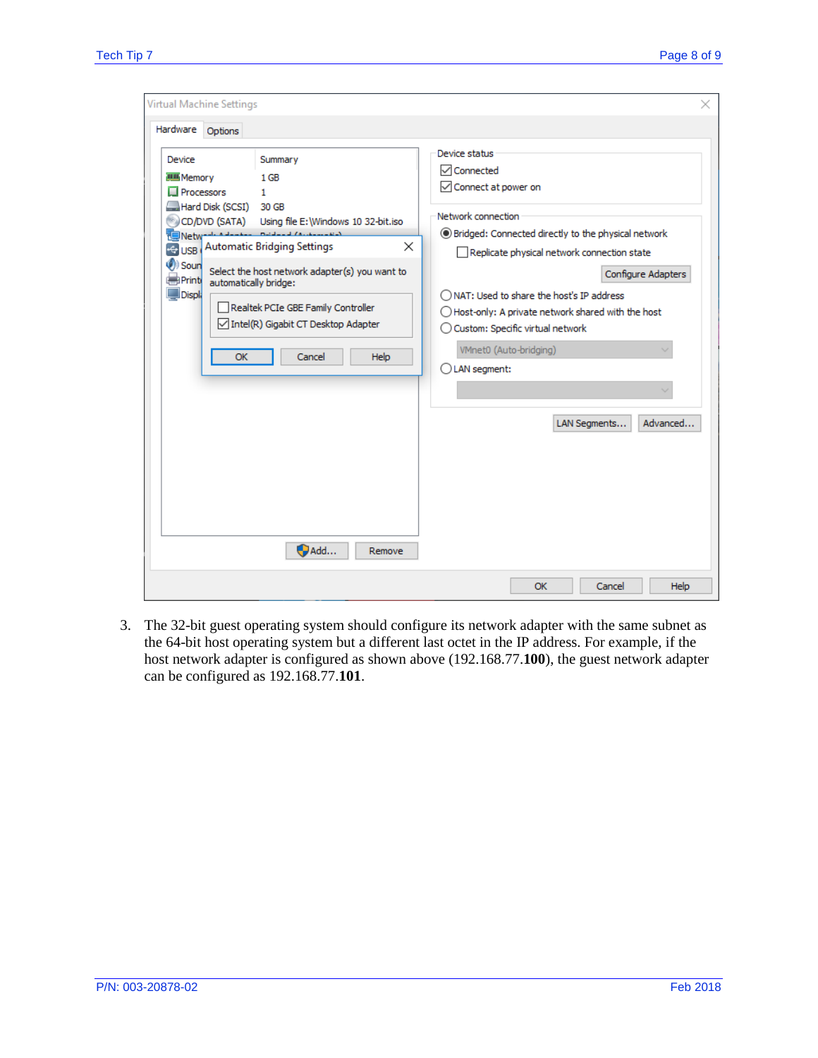3. The 32-bit guest operating system should configure its network adapter with the same subnet as the 64-bit host operating system but a different last octet in the IP address. For example, if the host network adapter is configured as shown above (192.168.77.**100**), the guest network adapter can be configured as 192.168.77.**101**.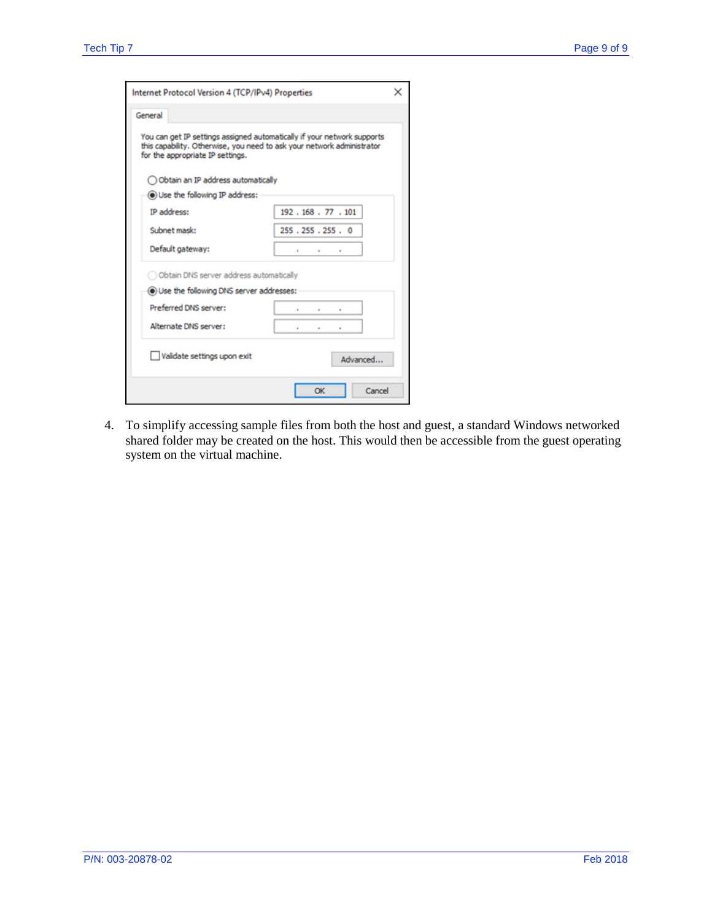Internet Protocol Version 4 (TCP/IPv4) Properties

General

You can get IP settings assigned automatically if your network supports this capability. Otherwise, you need to ask your network administrator for the appropriate IP settings.

○ Obtain an IP address automatically

◉ Use the following IP address:

IP address: 192 . 168 . 77 . 101

Subnet mask: 255 . 255 . 255 . 0

Default gateway: . . .

○ Obtain DNS server address automatically

◉ Use the following DNS server addresses:

Preferred DNS server: . . .

Alternate DNS server: . . .

☐ Validate settings upon exit

Advanced...

OK Cancel

4. To simplify accessing sample files from both the host and guest, a standard Windows networked shared folder may be created on the host. This would then be accessible from the guest operating system on the virtual machine.